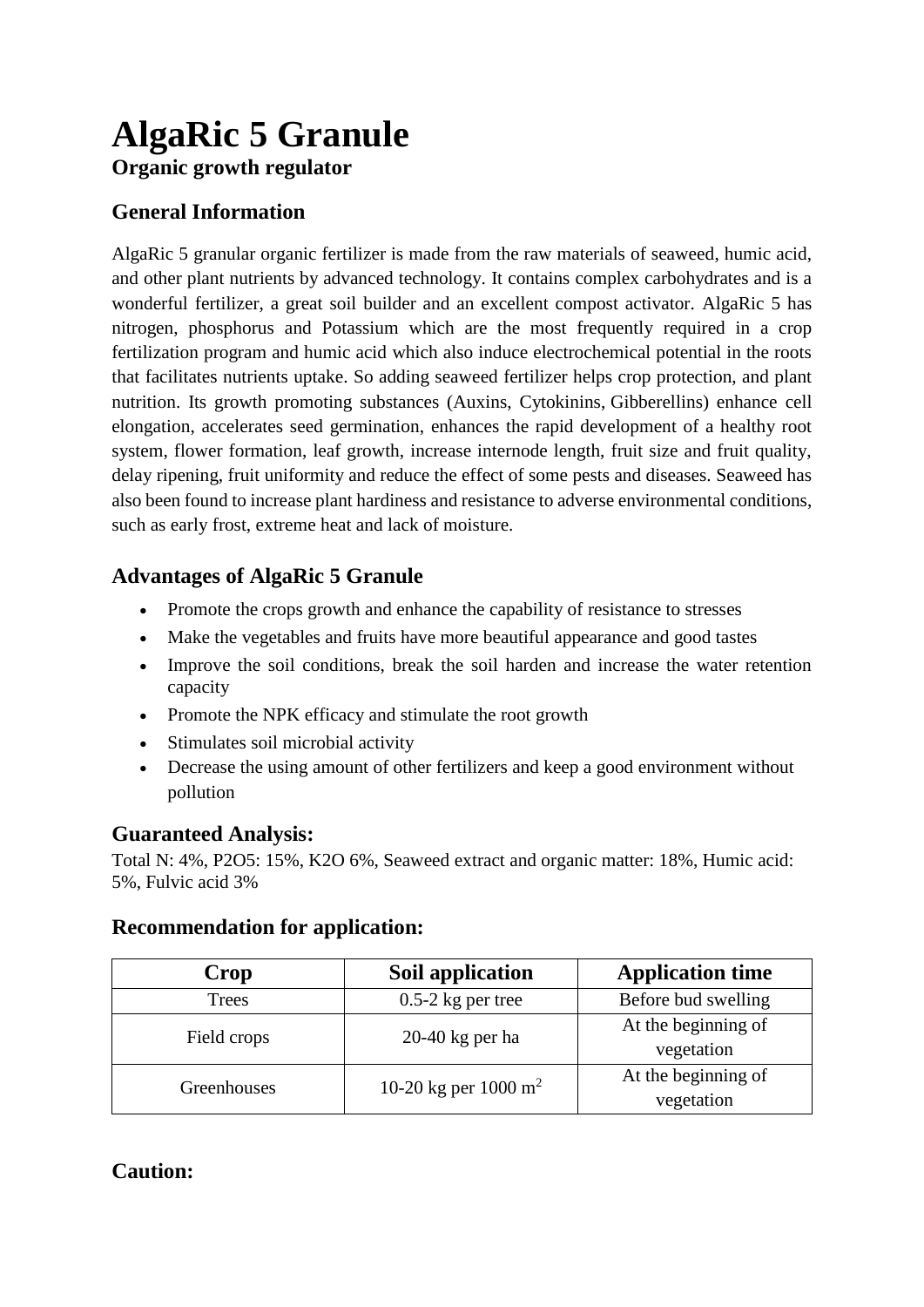# AlgaRic 5 Granule

**Organic growth regulator**

## General Information

AlgaRic 5 granular organic fertilizer is made from the raw materials of seaweed, humic acid, and other plant nutrients by advanced technology. It contains complex carbohydrates and is a wonderful fertilizer, a great soil builder and an excellent compost activator. AlgaRic 5 has nitrogen, phosphorus and Potassium which are the most frequently required in a crop fertilization program and humic acid which also induce electrochemical potential in the roots that facilitates nutrients uptake. So adding seaweed fertilizer helps crop protection, and plant nutrition. Its growth promoting substances (Auxins, Cytokinins, Gibberellins) enhance cell elongation, accelerates seed germination, enhances the rapid development of a healthy root system, flower formation, leaf growth, increase internode length, fruit size and fruit quality, delay ripening, fruit uniformity and reduce the effect of some pests and diseases. Seaweed has also been found to increase plant hardiness and resistance to adverse environmental conditions, such as early frost, extreme heat and lack of moisture.

## Advantages of AlgaRic 5 Granule

- Promote the crops growth and enhance the capability of resistance to stresses
- Make the vegetables and fruits have more beautiful appearance and good tastes
- Improve the soil conditions, break the soil harden and increase the water retention capacity
- Promote the NPK efficacy and stimulate the root growth
- Stimulates soil microbial activity
- Decrease the using amount of other fertilizers and keep a good environment without pollution

## Guaranteed Analysis:

Total N: 4%, $P_2O_5$: 15%, $K_2O$ 6%, Seaweed extract and organic matter: 18%, Humic acid: 5%, Fulvic acid 3%

## Recommendation for application:

| Crop | Soil application | Application time |
| --- | --- | --- |
| Trees | 0.5-2 kg per tree | Before bud swelling |
| Field crops | 20-40 kg per ha | At the beginning of vegetation |
| Greenhouses | 10-20 kg per 1000 $m^2$ | At the beginning of vegetation |

## Caution: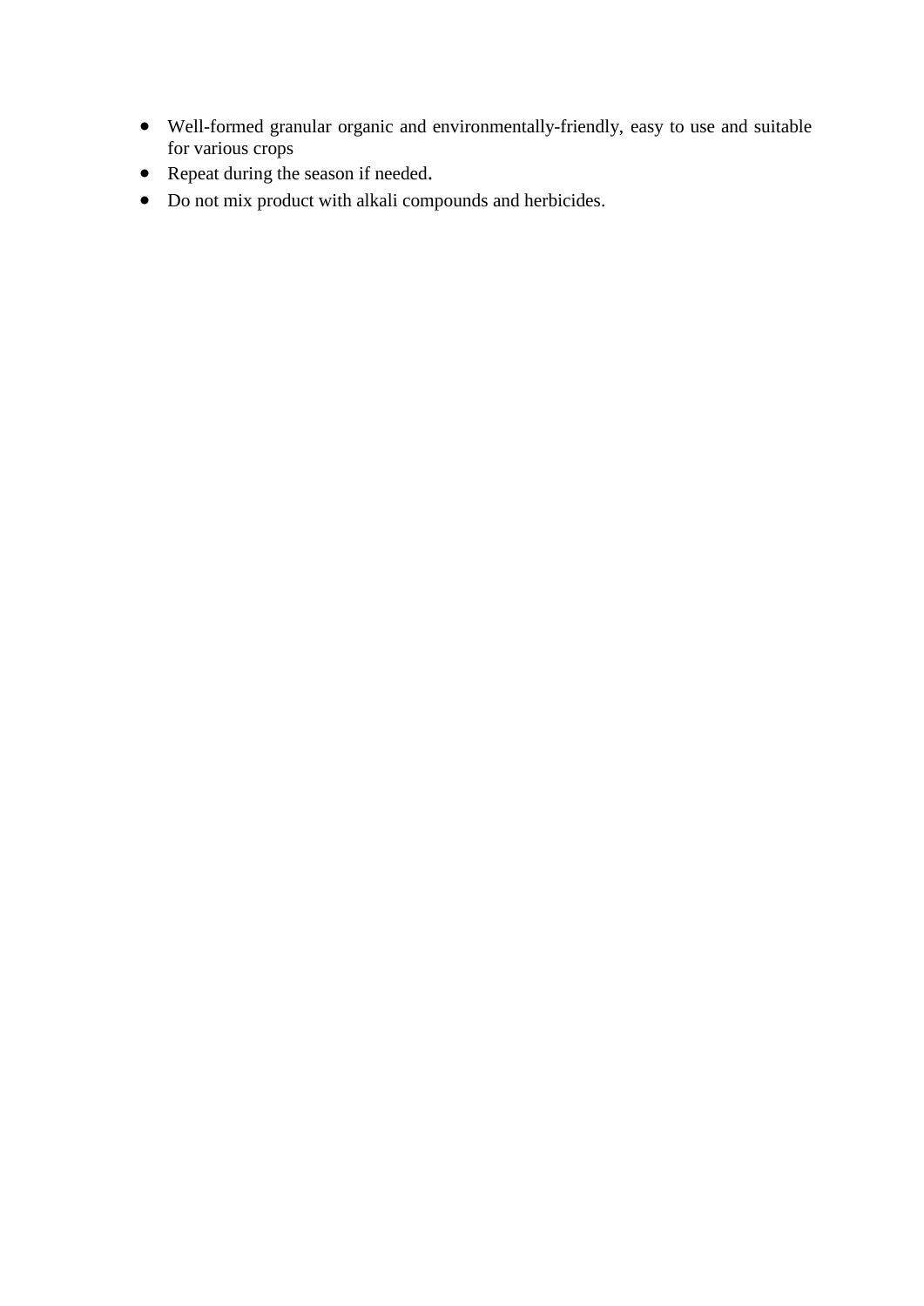- Well-formed granular organic and environmentally-friendly, easy to use and suitable for various crops
- Repeat during the season if needed.
- Do not mix product with alkali compounds and herbicides.